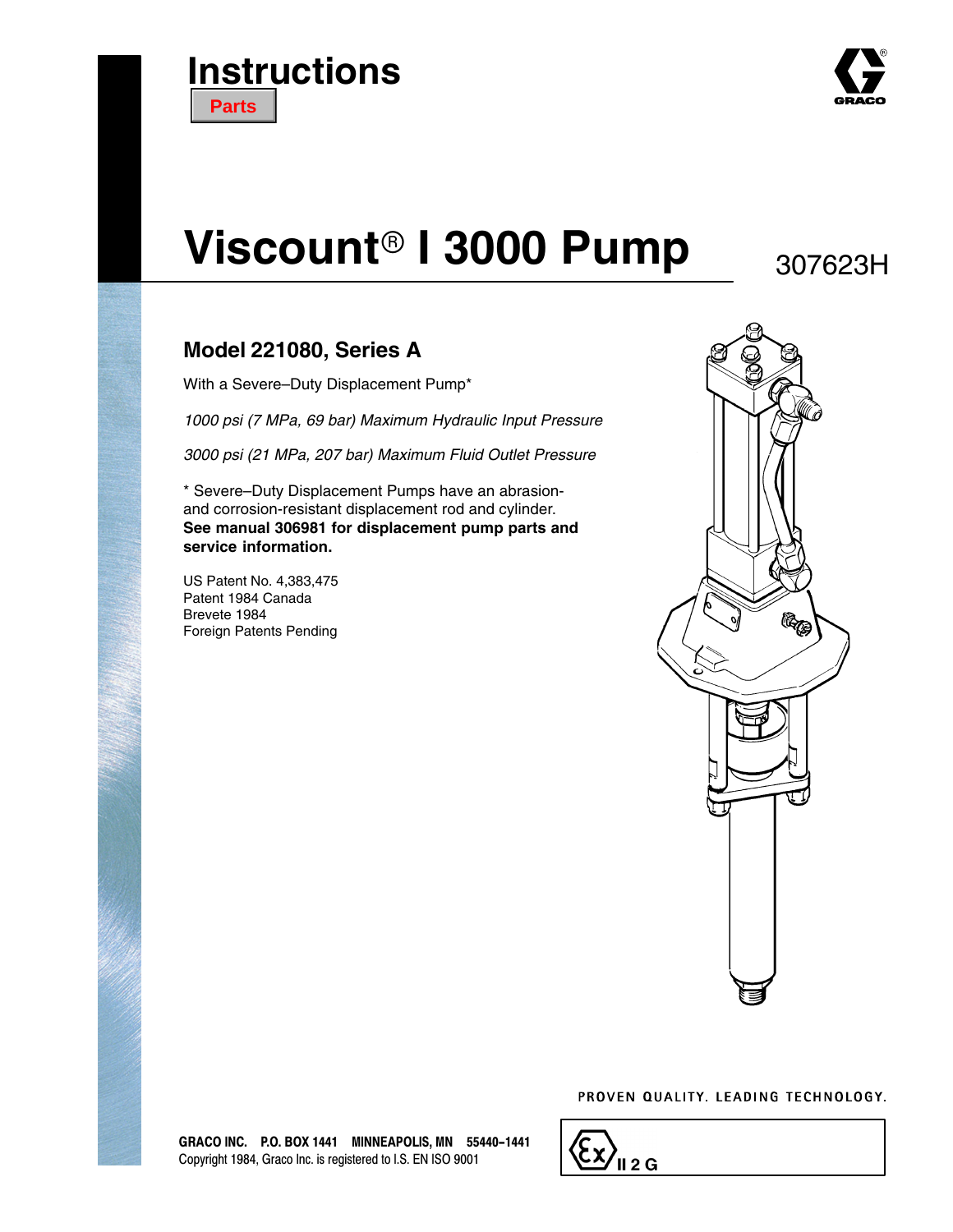# Instructions

**Parts**

# Viscount® I 3000 Pump

307623H

## Model 221080, Series A

With a Severe–Duty Displacement Pump*

*1000 psi (7 MPa, 69 bar) Maximum Hydraulic Input Pressure*

*3000 psi (21 MPa, 207 bar) Maximum Fluid Outlet Pressure*

* Severe–Duty Displacement Pumps have an abrasion- and corrosion-resistant displacement rod and cylinder. **See manual 306981 for displacement pump parts and service information.**

US Patent No. 4,383,475
Patent 1984 Canada
Brevete 1984
Foreign Patents Pending

PROVEN QUALITY. LEADING TECHNOLOGY.

**GRACO INC. P.O. BOX 1441 MINNEAPOLIS, MN 55440–1441**
Copyright 1984, Graco Inc. is registered to I.S. EN ISO 9001

II 2 G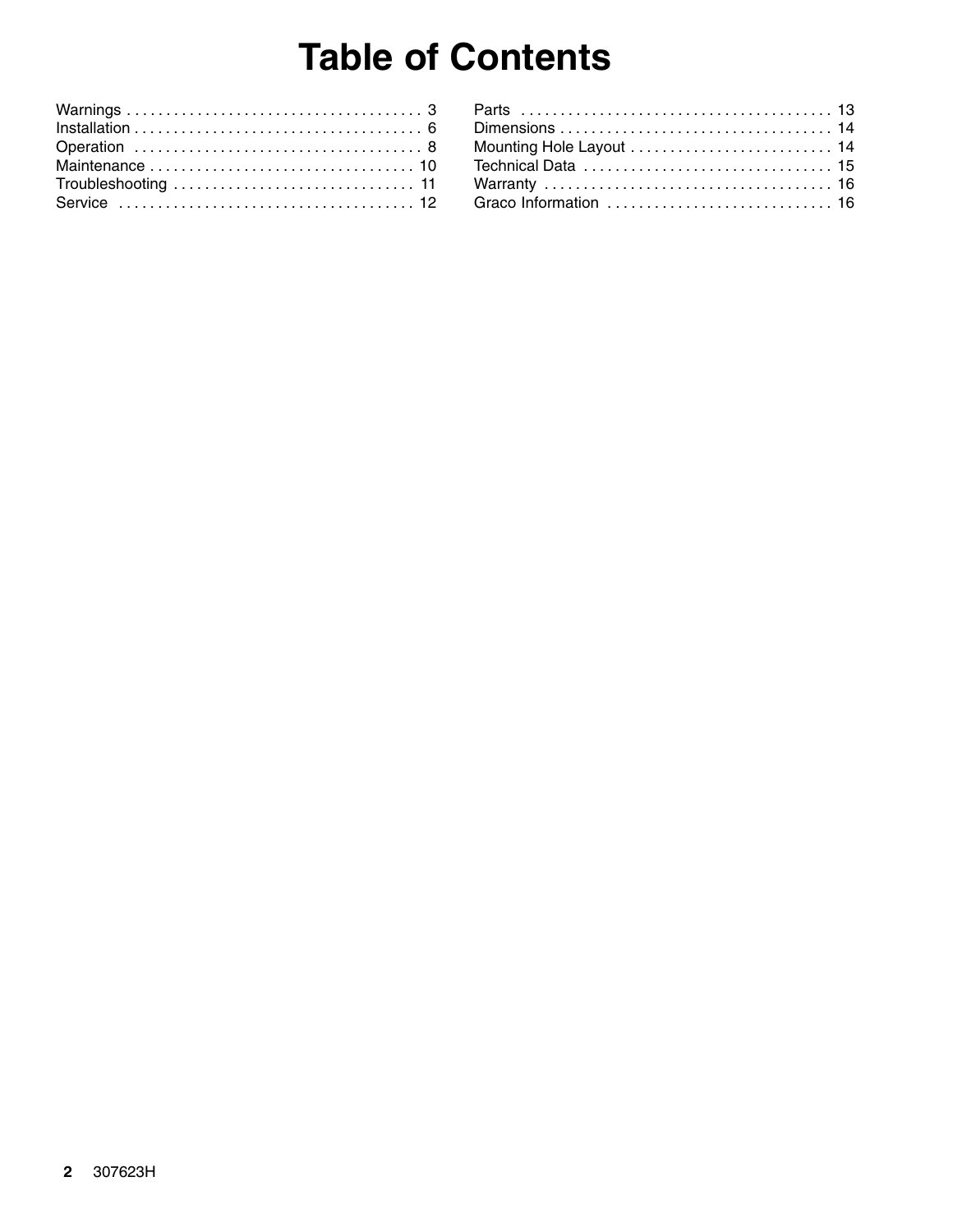# Table of Contents

Warnings . . . . . . . . . . . . . . . . . . . . . . . . . . . . . . . . . . . . . . 3
Installation . . . . . . . . . . . . . . . . . . . . . . . . . . . . . . . . . . . . . 6
Operation . . . . . . . . . . . . . . . . . . . . . . . . . . . . . . . . . . . . . 8
Maintenance . . . . . . . . . . . . . . . . . . . . . . . . . . . . . . . . . . 10
Troubleshooting . . . . . . . . . . . . . . . . . . . . . . . . . . . . . . 11
Service . . . . . . . . . . . . . . . . . . . . . . . . . . . . . . . . . . . . . 12
Parts . . . . . . . . . . . . . . . . . . . . . . . . . . . . . . . . . . . . . . . 13
Dimensions . . . . . . . . . . . . . . . . . . . . . . . . . . . . . . . . . . 14
Mounting Hole Layout . . . . . . . . . . . . . . . . . . . . . . . . . 14
Technical Data . . . . . . . . . . . . . . . . . . . . . . . . . . . . . . . 15
Warranty . . . . . . . . . . . . . . . . . . . . . . . . . . . . . . . . . . . . 16
Graco Information . . . . . . . . . . . . . . . . . . . . . . . . . . . . 16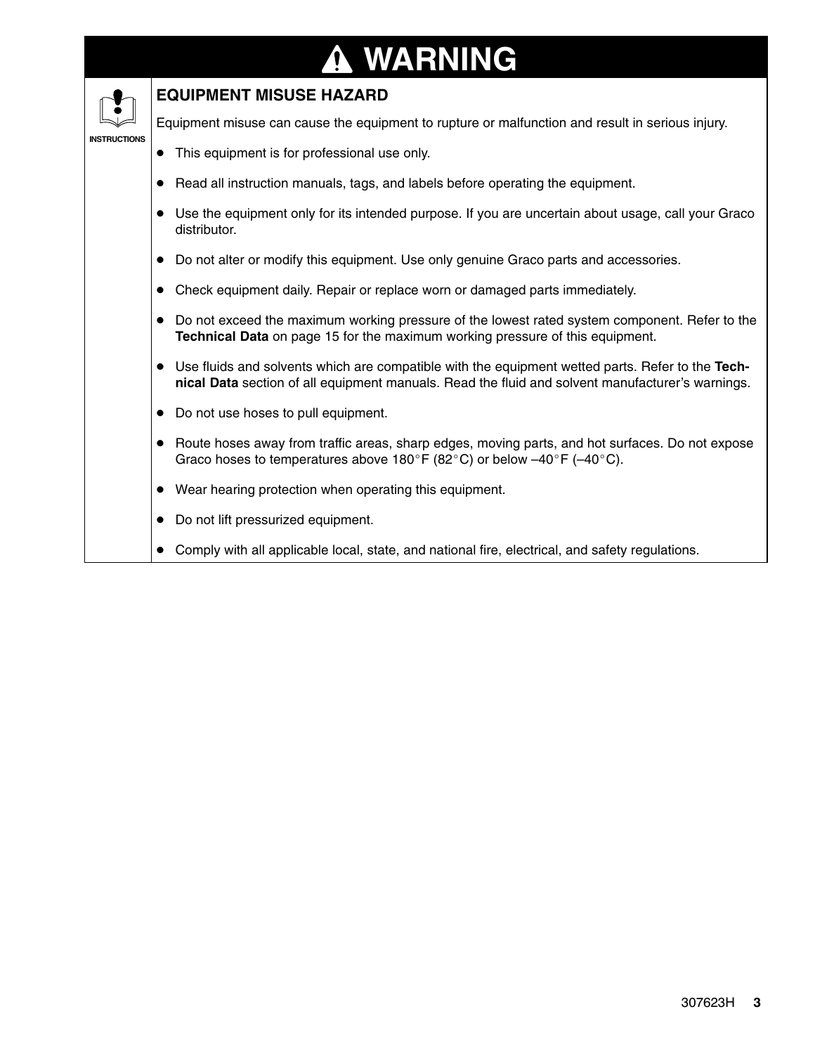# ⚠ WARNING

INSTRUCTIONS

## EQUIPMENT MISUSE HAZARD

Equipment misuse can cause the equipment to rupture or malfunction and result in serious injury.

- This equipment is for professional use only.
- Read all instruction manuals, tags, and labels before operating the equipment.
- Use the equipment only for its intended purpose. If you are uncertain about usage, call your Graco distributor.
- Do not alter or modify this equipment. Use only genuine Graco parts and accessories.
- Check equipment daily. Repair or replace worn or damaged parts immediately.
- Do not exceed the maximum working pressure of the lowest rated system component. Refer to the **Technical Data** on page 15 for the maximum working pressure of this equipment.
- Use fluids and solvents which are compatible with the equipment wetted parts. Refer to the **Technical Data** section of all equipment manuals. Read the fluid and solvent manufacturer's warnings.
- Do not use hoses to pull equipment.
- Route hoses away from traffic areas, sharp edges, moving parts, and hot surfaces. Do not expose Graco hoses to temperatures above 180°F (82°C) or below –40°F (–40°C).
- Wear hearing protection when operating this equipment.
- Do not lift pressurized equipment.
- Comply with all applicable local, state, and national fire, electrical, and safety regulations.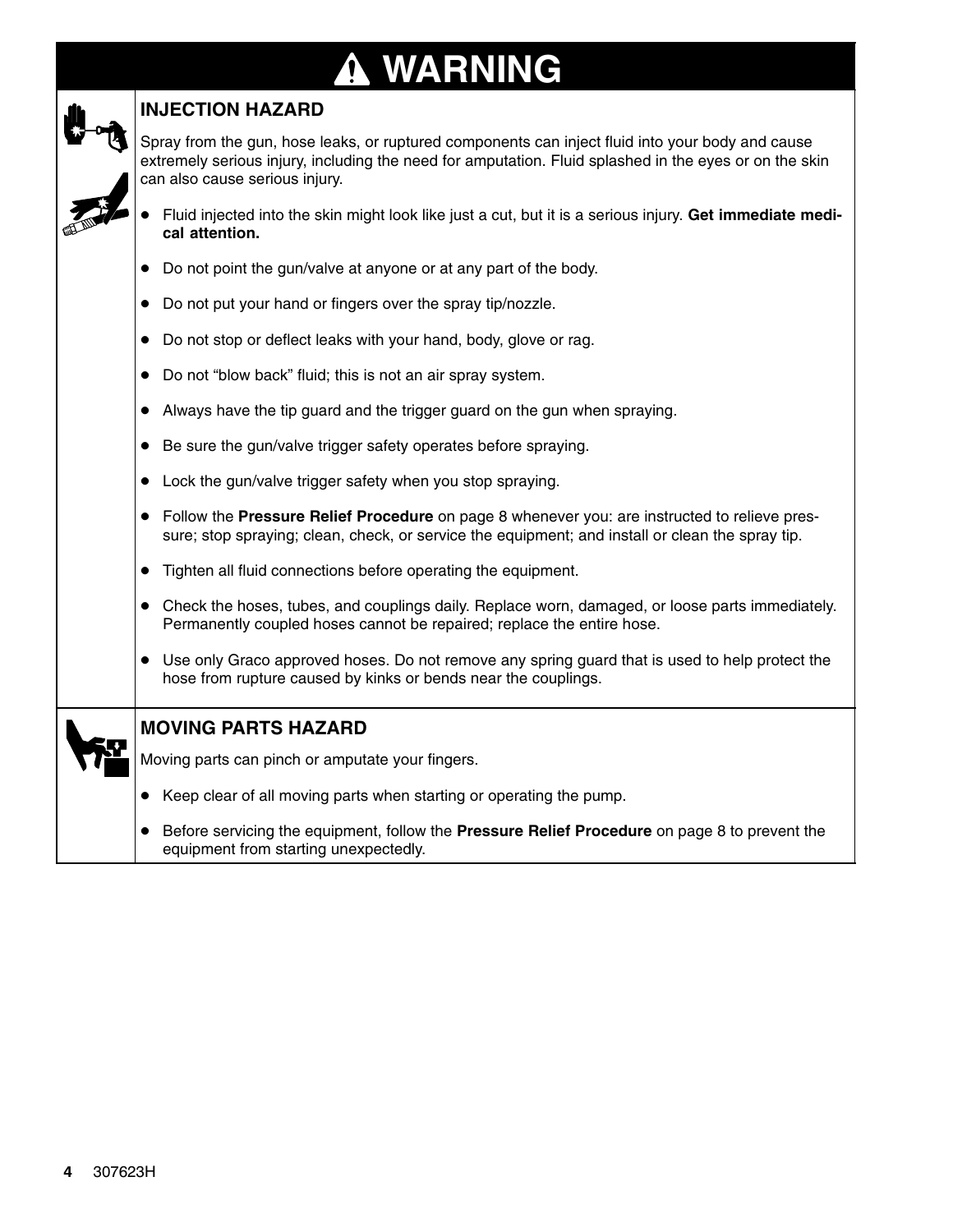# ⚠ WARNING

## INJECTION HAZARD

Spray from the gun, hose leaks, or ruptured components can inject fluid into your body and cause extremely serious injury, including the need for amputation. Fluid splashed in the eyes or on the skin can also cause serious injury.

- Fluid injected into the skin might look like just a cut, but it is a serious injury. **Get immediate medical attention.**
- Do not point the gun/valve at anyone or at any part of the body.
- Do not put your hand or fingers over the spray tip/nozzle.
- Do not stop or deflect leaks with your hand, body, glove or rag.
- Do not "blow back" fluid; this is not an air spray system.
- Always have the tip guard and the trigger guard on the gun when spraying.
- Be sure the gun/valve trigger safety operates before spraying.
- Lock the gun/valve trigger safety when you stop spraying.
- Follow the **Pressure Relief Procedure** on page 8 whenever you: are instructed to relieve pressure; stop spraying; clean, check, or service the equipment; and install or clean the spray tip.
- Tighten all fluid connections before operating the equipment.
- Check the hoses, tubes, and couplings daily. Replace worn, damaged, or loose parts immediately. Permanently coupled hoses cannot be repaired; replace the entire hose.
- Use only Graco approved hoses. Do not remove any spring guard that is used to help protect the hose from rupture caused by kinks or bends near the couplings.

## MOVING PARTS HAZARD

Moving parts can pinch or amputate your fingers.

- Keep clear of all moving parts when starting or operating the pump.
- Before servicing the equipment, follow the **Pressure Relief Procedure** on page 8 to prevent the equipment from starting unexpectedly.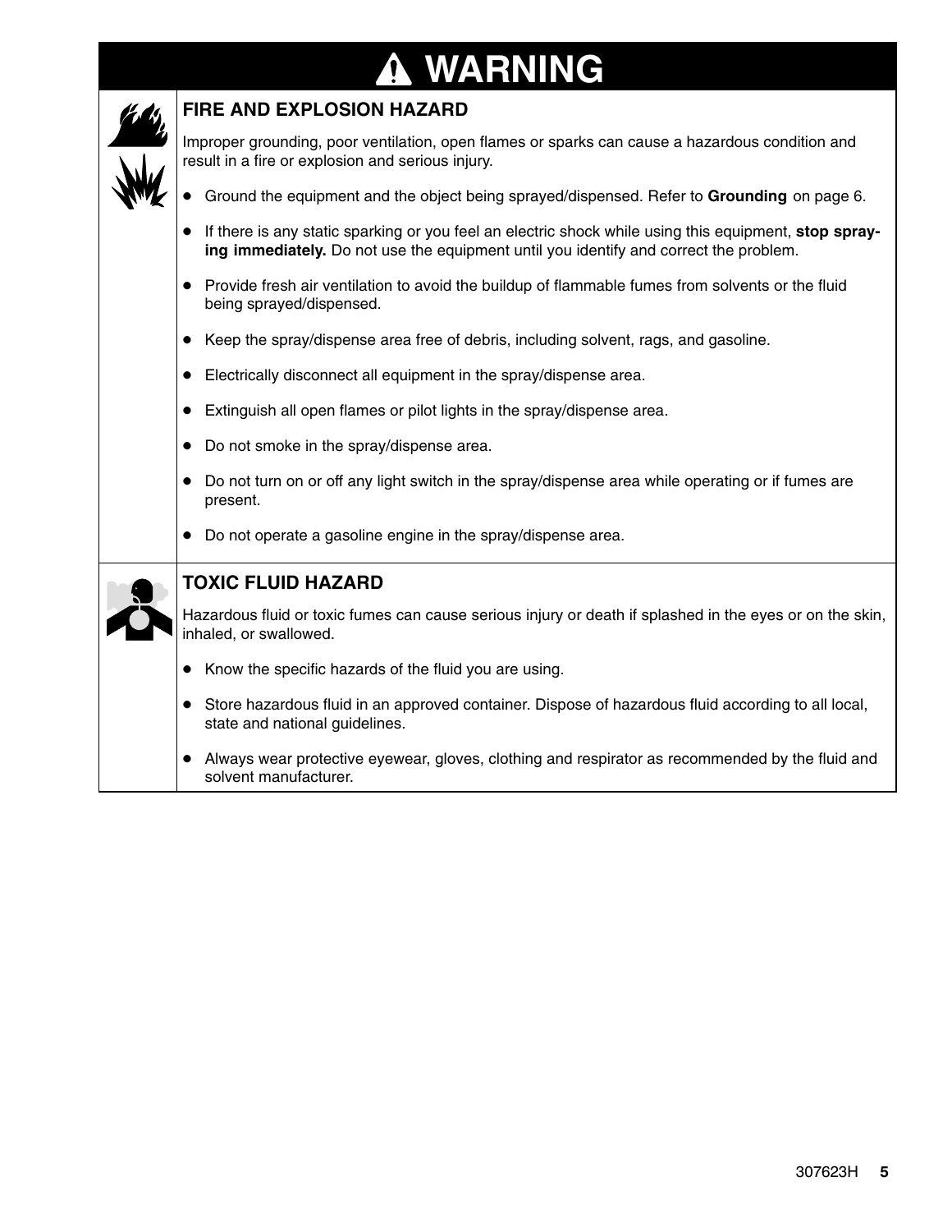# ⚠ WARNING

## FIRE AND EXPLOSION HAZARD

Improper grounding, poor ventilation, open flames or sparks can cause a hazardous condition and result in a fire or explosion and serious injury.

- Ground the equipment and the object being sprayed/dispensed. Refer to **Grounding** on page 6.
- If there is any static sparking or you feel an electric shock while using this equipment, **stop spraying immediately.** Do not use the equipment until you identify and correct the problem.
- Provide fresh air ventilation to avoid the buildup of flammable fumes from solvents or the fluid being sprayed/dispensed.
- Keep the spray/dispense area free of debris, including solvent, rags, and gasoline.
- Electrically disconnect all equipment in the spray/dispense area.
- Extinguish all open flames or pilot lights in the spray/dispense area.
- Do not smoke in the spray/dispense area.
- Do not turn on or off any light switch in the spray/dispense area while operating or if fumes are present.
- Do not operate a gasoline engine in the spray/dispense area.

## TOXIC FLUID HAZARD

Hazardous fluid or toxic fumes can cause serious injury or death if splashed in the eyes or on the skin, inhaled, or swallowed.

- Know the specific hazards of the fluid you are using.
- Store hazardous fluid in an approved container. Dispose of hazardous fluid according to all local, state and national guidelines.
- Always wear protective eyewear, gloves, clothing and respirator as recommended by the fluid and solvent manufacturer.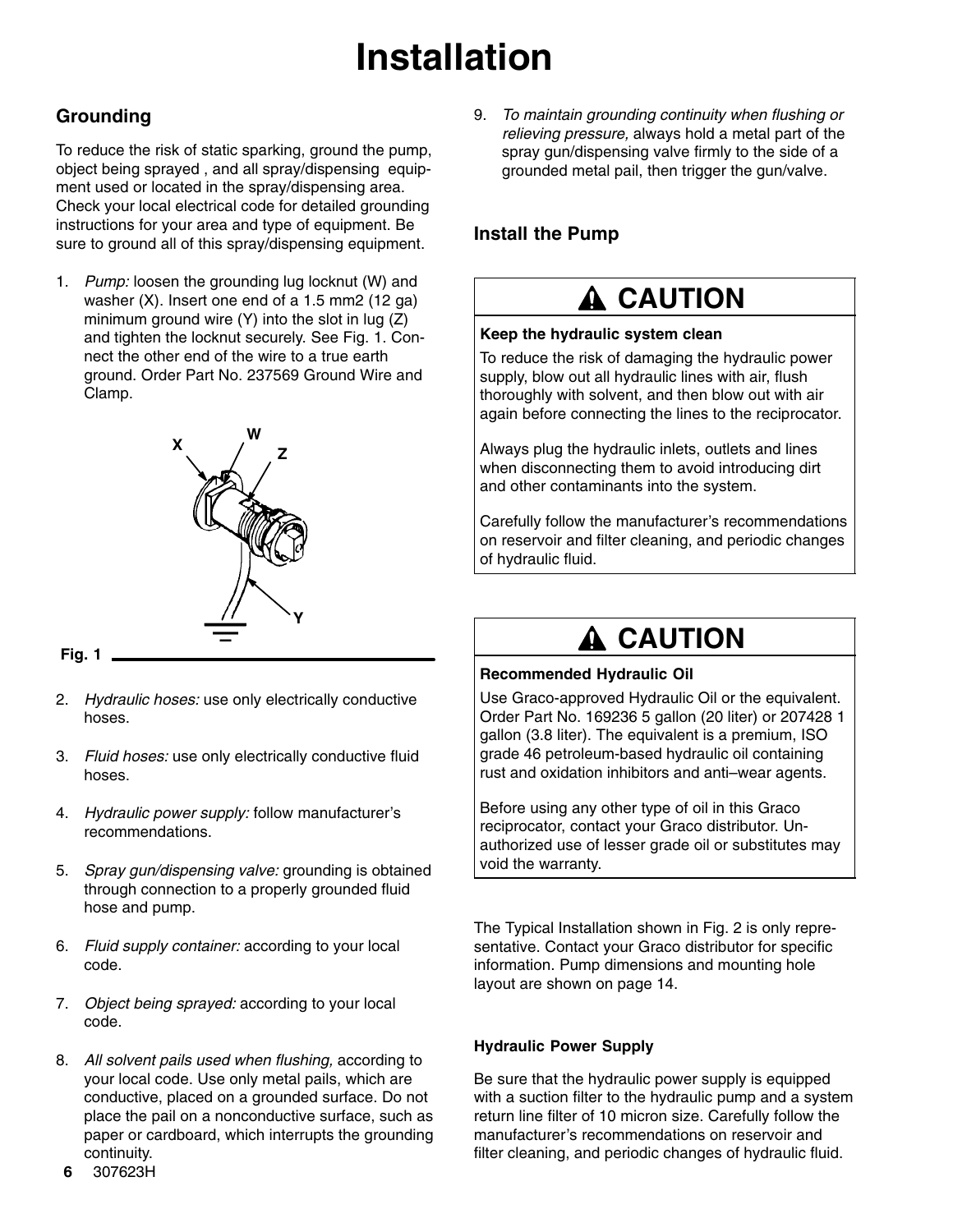# Installation

## Grounding

To reduce the risk of static sparking, ground the pump, object being sprayed , and all spray/dispensing equipment used or located in the spray/dispensing area. Check your local electrical code for detailed grounding instructions for your area and type of equipment. Be sure to ground all of this spray/dispensing equipment.

1. *Pump:* loosen the grounding lug locknut (W) and washer (X). Insert one end of a 1.5 mm2 (12 ga) minimum ground wire (Y) into the slot in lug (Z) and tighten the locknut securely. See Fig. 1. Connect the other end of the wire to a true earth ground. Order Part No. 237569 Ground Wire and Clamp.

Fig. 1

2. *Hydraulic hoses:* use only electrically conductive hoses.
3. *Fluid hoses:* use only electrically conductive fluid hoses.
4. *Hydraulic power supply:* follow manufacturer's recommendations.
5. *Spray gun/dispensing valve:* grounding is obtained through connection to a properly grounded fluid hose and pump.
6. *Fluid supply container:* according to your local code.
7. *Object being sprayed:* according to your local code.
8. *All solvent pails used when flushing,* according to your local code. Use only metal pails, which are conductive, placed on a grounded surface. Do not place the pail on a nonconductive surface, such as paper or cardboard, which interrupts the grounding continuity.
9. *To maintain grounding continuity when flushing or relieving pressure,* always hold a metal part of the spray gun/dispensing valve firmly to the side of a grounded metal pail, then trigger the gun/valve.

## Install the Pump

### CAUTION

**Keep the hydraulic system clean**

To reduce the risk of damaging the hydraulic power supply, blow out all hydraulic lines with air, flush thoroughly with solvent, and then blow out with air again before connecting the lines to the reciprocator.

Always plug the hydraulic inlets, outlets and lines when disconnecting them to avoid introducing dirt and other contaminants into the system.

Carefully follow the manufacturer's recommendations on reservoir and filter cleaning, and periodic changes of hydraulic fluid.

### CAUTION

**Recommended Hydraulic Oil**

Use Graco-approved Hydraulic Oil or the equivalent. Order Part No. 169236 5 gallon (20 liter) or 207428 1 gallon (3.8 liter). The equivalent is a premium, ISO grade 46 petroleum-based hydraulic oil containing rust and oxidation inhibitors and anti–wear agents.

Before using any other type of oil in this Graco reciprocator, contact your Graco distributor. Unauthorized use of lesser grade oil or substitutes may void the warranty.

The Typical Installation shown in Fig. 2 is only representative. Contact your Graco distributor for specific information. Pump dimensions and mounting hole layout are shown on page 14.

#### Hydraulic Power Supply

Be sure that the hydraulic power supply is equipped with a suction filter to the hydraulic pump and a system return line filter of 10 micron size. Carefully follow the manufacturer's recommendations on reservoir and filter cleaning, and periodic changes of hydraulic fluid.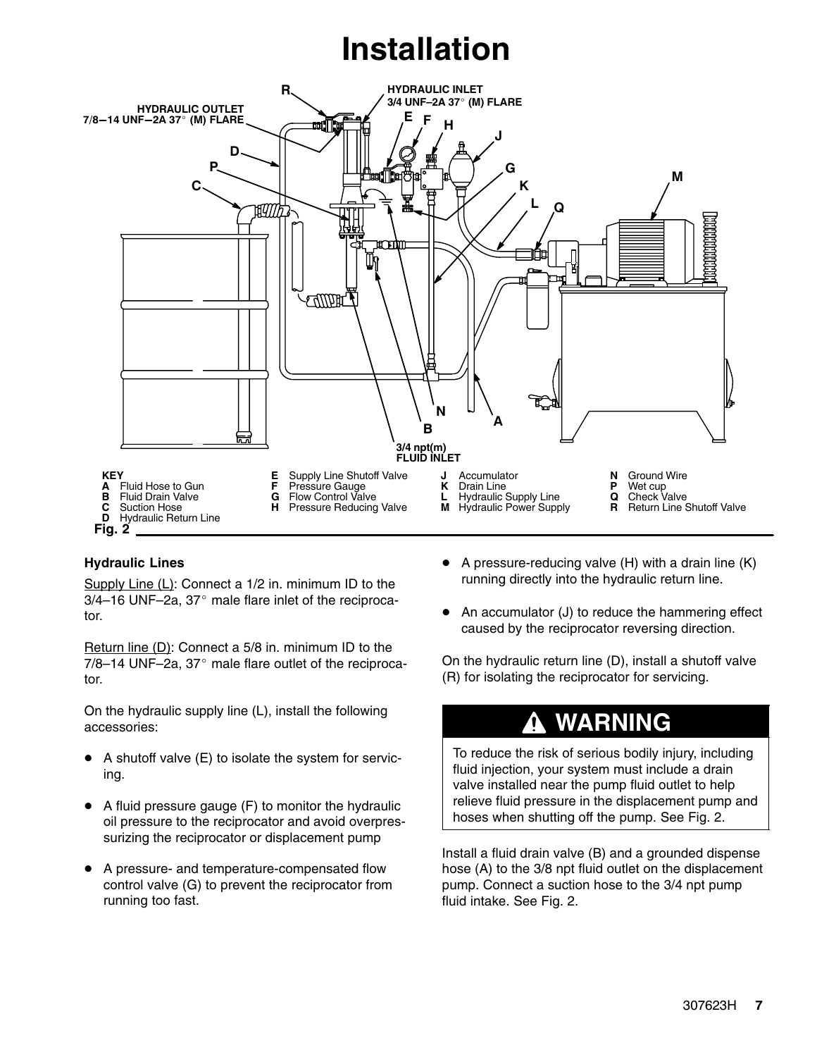# Installation

HYDRAULIC INLET
3/4 UNF–2A 37° (M) FLARE

HYDRAULIC OUTLET
7/8–14 UNF–2A 37° (M) FLARE

3/4 npt(m)
FLUID INLET

**KEY**

- **A** Fluid Hose to Gun
- **B** Fluid Drain Valve
- **C** Suction Hose
- **D** Hydraulic Return Line
- **E** Supply Line Shutoff Valve
- **F** Pressure Gauge
- **G** Flow Control Valve
- **H** Pressure Reducing Valve
- **J** Accumulator
- **K** Drain Line
- **L** Hydraulic Supply Line
- **M** Hydraulic Power Supply
- **N** Ground Wire
- **P** Wet cup
- **Q** Check Valve
- **R** Return Line Shutoff Valve

Fig. 2

### Hydraulic Lines

Supply Line (L): Connect a 1/2 in. minimum ID to the 3/4–16 UNF–2a, 37° male flare inlet of the reciprocator.

Return line (D): Connect a 5/8 in. minimum ID to the 7/8–14 UNF–2a, 37° male flare outlet of the reciprocator.

On the hydraulic supply line (L), install the following accessories:

- A shutoff valve (E) to isolate the system for servicing.
- A fluid pressure gauge (F) to monitor the hydraulic oil pressure to the reciprocator and avoid overpressurizing the reciprocator or displacement pump
- A pressure- and temperature-compensated flow control valve (G) to prevent the reciprocator from running too fast.
- A pressure-reducing valve (H) with a drain line (K) running directly into the hydraulic return line.
- An accumulator (J) to reduce the hammering effect caused by the reciprocator reversing direction.

On the hydraulic return line (D), install a shutoff valve (R) for isolating the reciprocator for servicing.

> **⚠ WARNING**
>
> To reduce the risk of serious bodily injury, including fluid injection, your system must include a drain valve installed near the pump fluid outlet to help relieve fluid pressure in the displacement pump and hoses when shutting off the pump. See Fig. 2.

Install a fluid drain valve (B) and a grounded dispense hose (A) to the 3/8 npt fluid outlet on the displacement pump. Connect a suction hose to the 3/4 npt pump fluid intake. See Fig. 2.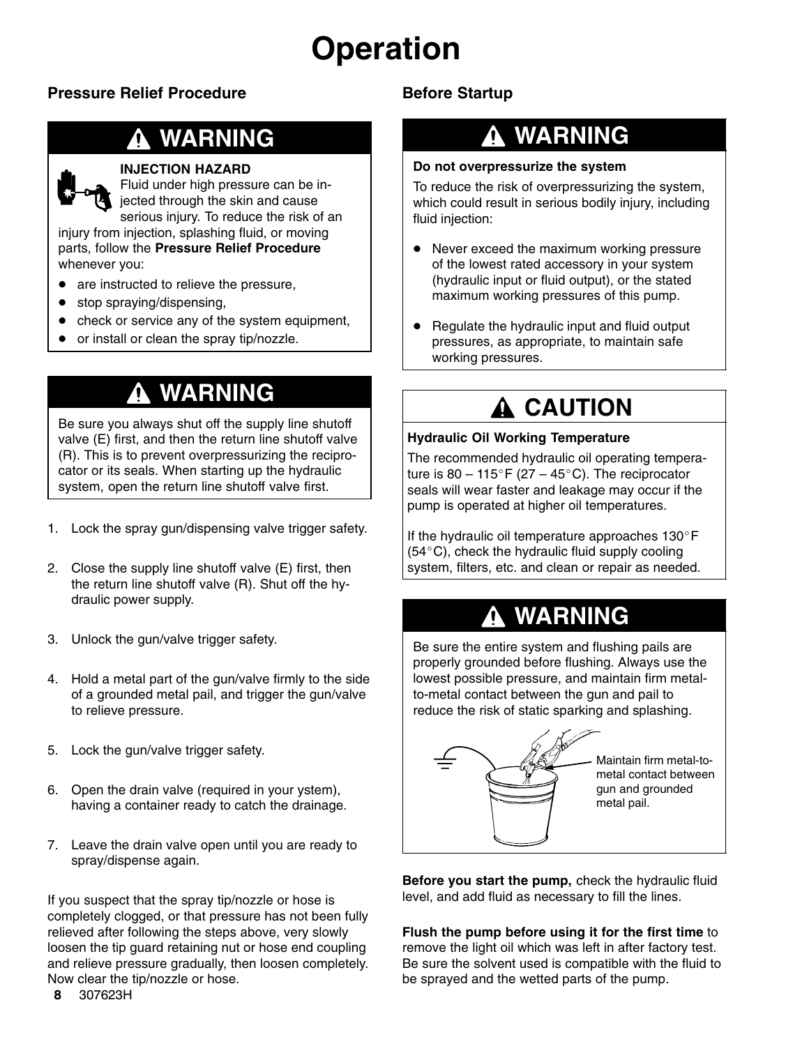# Operation

## Pressure Relief Procedure

### ⚠ WARNING

**INJECTION HAZARD**

Fluid under high pressure can be injected through the skin and cause serious injury. To reduce the risk of an injury from injection, splashing fluid, or moving parts, follow the **Pressure Relief Procedure** whenever you:

- are instructed to relieve the pressure,
- stop spraying/dispensing,
- check or service any of the system equipment,
- or install or clean the spray tip/nozzle.

### ⚠ WARNING

Be sure you always shut off the supply line shutoff valve (E) first, and then the return line shutoff valve (R). This is to prevent overpressurizing the reciprocator or its seals. When starting up the hydraulic system, open the return line shutoff valve first.

1. Lock the spray gun/dispensing valve trigger safety.
2. Close the supply line shutoff valve (E) first, then the return line shutoff valve (R). Shut off the hydraulic power supply.
3. Unlock the gun/valve trigger safety.
4. Hold a metal part of the gun/valve firmly to the side of a grounded metal pail, and trigger the gun/valve to relieve pressure.
5. Lock the gun/valve trigger safety.
6. Open the drain valve (required in your ystem), having a container ready to catch the drainage.
7. Leave the drain valve open until you are ready to spray/dispense again.

If you suspect that the spray tip/nozzle or hose is completely clogged, or that pressure has not been fully relieved after following the steps above, very slowly loosen the tip guard retaining nut or hose end coupling and relieve pressure gradually, then loosen completely. Now clear the tip/nozzle or hose.

## Before Startup

### ⚠ WARNING

**Do not overpressurize the system**

To reduce the risk of overpressurizing the system, which could result in serious bodily injury, including fluid injection:

- Never exceed the maximum working pressure of the lowest rated accessory in your system (hydraulic input or fluid output), or the stated maximum working pressures of this pump.
- Regulate the hydraulic input and fluid output pressures, as appropriate, to maintain safe working pressures.

### ⚠ CAUTION

**Hydraulic Oil Working Temperature**

The recommended hydraulic oil operating temperature is 80 – 115°F (27 – 45°C). The reciprocator seals will wear faster and leakage may occur if the pump is operated at higher oil temperatures.

If the hydraulic oil temperature approaches 130°F (54°C), check the hydraulic fluid supply cooling system, filters, etc. and clean or repair as needed.

### ⚠ WARNING

Be sure the entire system and flushing pails are properly grounded before flushing. Always use the lowest possible pressure, and maintain firm metal-to-metal contact between the gun and pail to reduce the risk of static sparking and splashing.

Maintain firm metal-to-metal contact between gun and grounded metal pail.

**Before you start the pump,** check the hydraulic fluid level, and add fluid as necessary to fill the lines.

**Flush the pump before using it for the first time** to remove the light oil which was left in after factory test. Be sure the solvent used is compatible with the fluid to be sprayed and the wetted parts of the pump.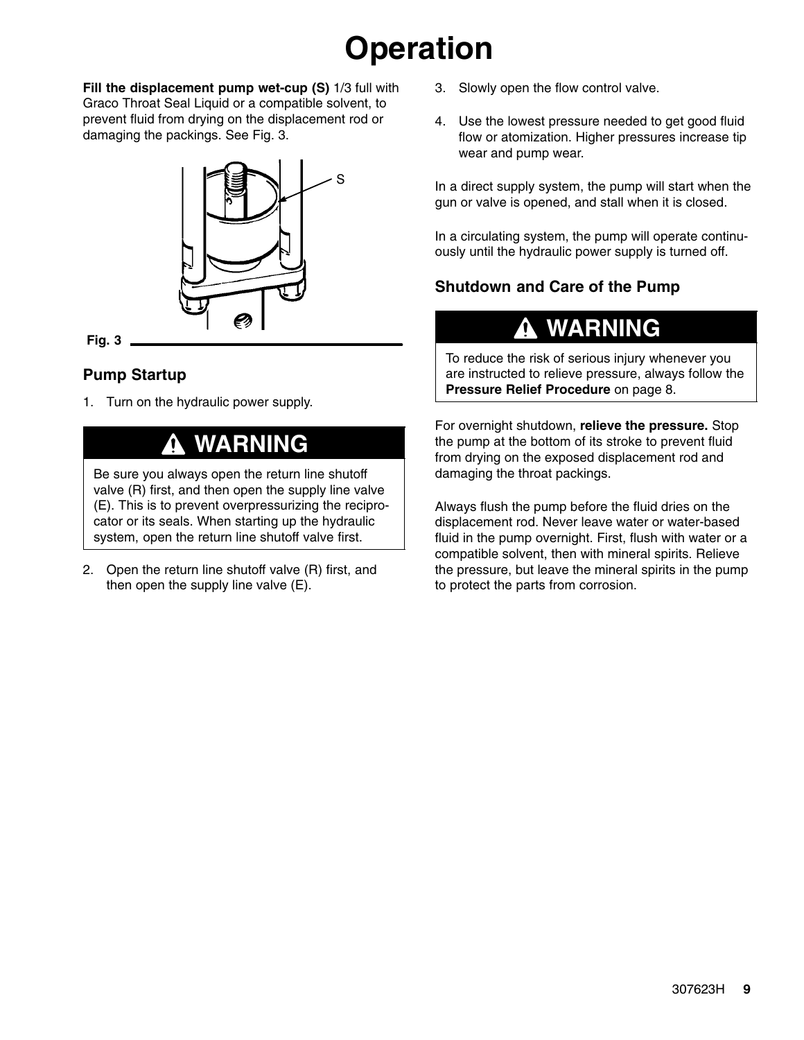# Operation

**Fill the displacement pump wet-cup (S)** 1/3 full with Graco Throat Seal Liquid or a compatible solvent, to prevent fluid from drying on the displacement rod or damaging the packings. See Fig. 3.

S

Fig. 3

## Pump Startup

1. Turn on the hydraulic power supply.

> **⚠ WARNING**
>
> Be sure you always open the return line shutoff valve (R) first, and then open the supply line valve (E). This is to prevent overpressurizing the reciprocator or its seals. When starting up the hydraulic system, open the return line shutoff valve first.

2. Open the return line shutoff valve (R) first, and then open the supply line valve (E).
3. Slowly open the flow control valve.
4. Use the lowest pressure needed to get good fluid flow or atomization. Higher pressures increase tip wear and pump wear.

In a direct supply system, the pump will start when the gun or valve is opened, and stall when it is closed.

In a circulating system, the pump will operate continuously until the hydraulic power supply is turned off.

## Shutdown and Care of the Pump

> **⚠ WARNING**
>
> To reduce the risk of serious injury whenever you are instructed to relieve pressure, always follow the **Pressure Relief Procedure** on page 8.

For overnight shutdown, **relieve the pressure.** Stop the pump at the bottom of its stroke to prevent fluid from drying on the exposed displacement rod and damaging the throat packings.

Always flush the pump before the fluid dries on the displacement rod. Never leave water or water-based fluid in the pump overnight. First, flush with water or a compatible solvent, then with mineral spirits. Relieve the pressure, but leave the mineral spirits in the pump to protect the parts from corrosion.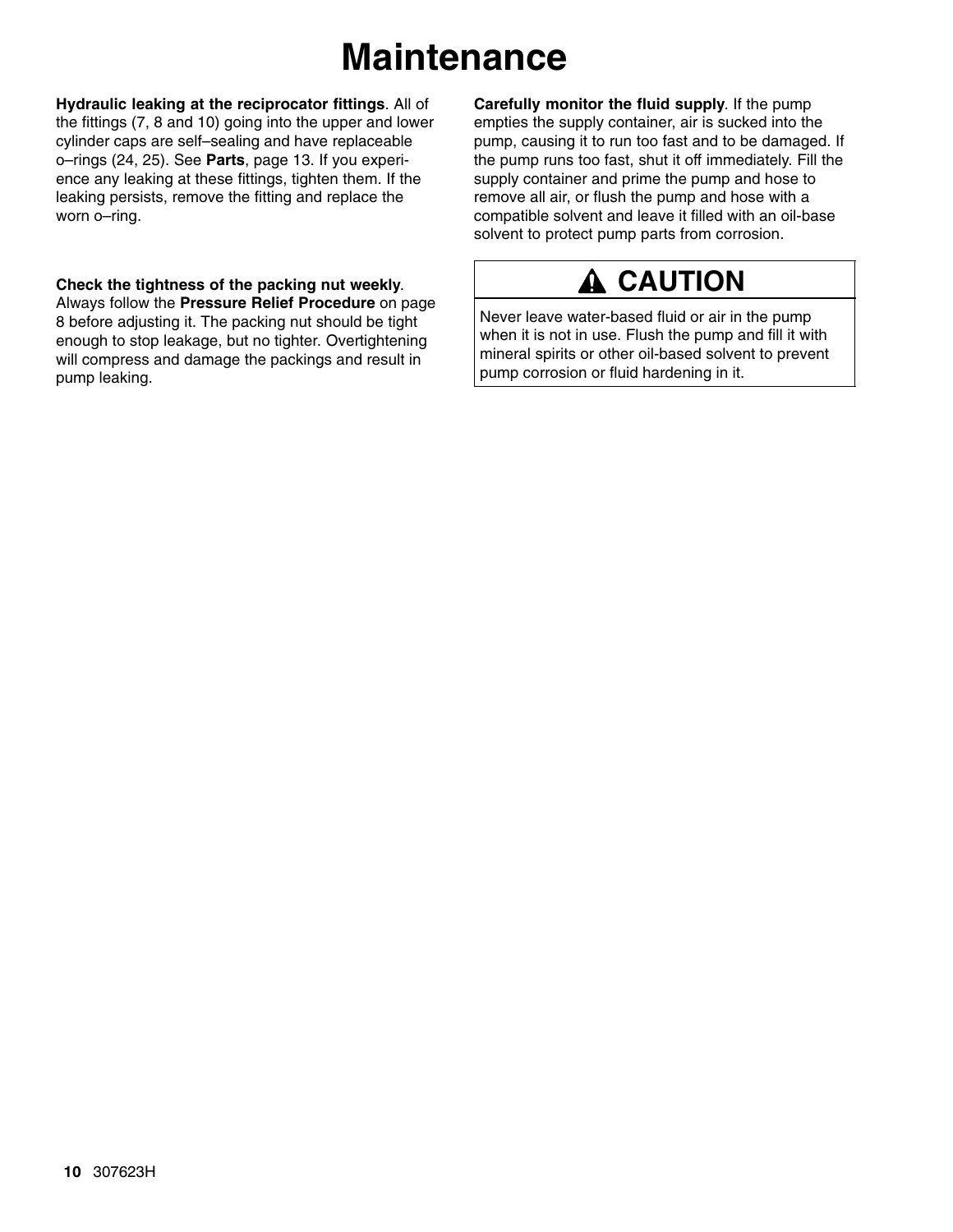# Maintenance

**Hydraulic leaking at the reciprocator fittings**. All of the fittings (7, 8 and 10) going into the upper and lower cylinder caps are self–sealing and have replaceable o–rings (24, 25). See **Parts**, page 13. If you experience any leaking at these fittings, tighten them. If the leaking persists, remove the fitting and replace the worn o–ring.

**Check the tightness of the packing nut weekly**. Always follow the **Pressure Relief Procedure** on page 8 before adjusting it. The packing nut should be tight enough to stop leakage, but no tighter. Overtightening will compress and damage the packings and result in pump leaking.

**Carefully monitor the fluid supply**. If the pump empties the supply container, air is sucked into the pump, causing it to run too fast and to be damaged. If the pump runs too fast, shut it off immediately. Fill the supply container and prime the pump and hose to remove all air, or flush the pump and hose with a compatible solvent and leave it filled with an oil-base solvent to protect pump parts from corrosion.

## ⚠ CAUTION

Never leave water-based fluid or air in the pump when it is not in use. Flush the pump and fill it with mineral spirits or other oil-based solvent to prevent pump corrosion or fluid hardening in it.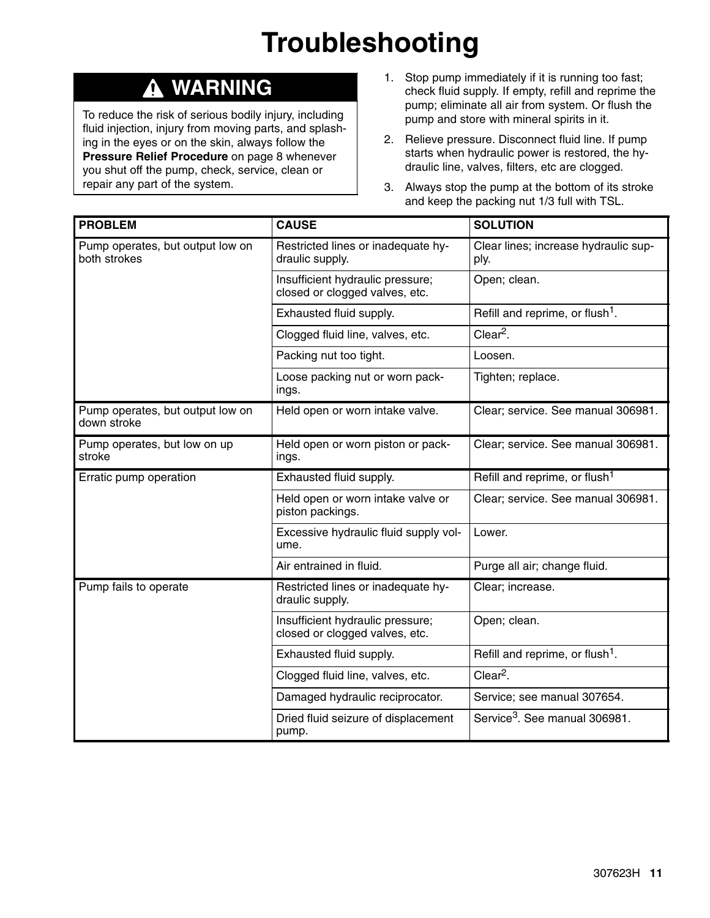# Troubleshooting

## ⚠ WARNING

To reduce the risk of serious bodily injury, including fluid injection, injury from moving parts, and splashing in the eyes or on the skin, always follow the **Pressure Relief Procedure** on page 8 whenever you shut off the pump, check, service, clean or repair any part of the system.

1. Stop pump immediately if it is running too fast; check fluid supply. If empty, refill and reprime the pump; eliminate all air from system. Or flush the pump and store with mineral spirits in it.
2. Relieve pressure. Disconnect fluid line. If pump starts when hydraulic power is restored, the hydraulic line, valves, filters, etc are clogged.
3. Always stop the pump at the bottom of its stroke and keep the packing nut 1/3 full with TSL.

| PROBLEM | CAUSE | SOLUTION |
|---|---|---|
| Pump operates, but output low on both strokes | Restricted lines or inadequate hydraulic supply. | Clear lines; increase hydraulic supply. |
| | Insufficient hydraulic pressure; closed or clogged valves, etc. | Open; clean. |
| | Exhausted fluid supply. | Refill and reprime, or flush[1]. |
| | Clogged fluid line, valves, etc. | Clear[2]. |
| | Packing nut too tight. | Loosen. |
| | Loose packing nut or worn packings. | Tighten; replace. |
| Pump operates, but output low on down stroke | Held open or worn intake valve. | Clear; service. See manual 306981. |
| Pump operates, but low on up stroke | Held open or worn piston or packings. | Clear; service. See manual 306981. |
| Erratic pump operation | Exhausted fluid supply. | Refill and reprime, or flush[1] |
| | Held open or worn intake valve or piston packings. | Clear; service. See manual 306981. |
| | Excessive hydraulic fluid supply volume. | Lower. |
| | Air entrained in fluid. | Purge all air; change fluid. |
| Pump fails to operate | Restricted lines or inadequate hydraulic supply. | Clear; increase. |
| | Insufficient hydraulic pressure; closed or clogged valves, etc. | Open; clean. |
| | Exhausted fluid supply. | Refill and reprime, or flush[1]. |
| | Clogged fluid line, valves, etc. | Clear[2]. |
| | Damaged hydraulic reciprocator. | Service; see manual 307654. |
| | Dried fluid seizure of displacement pump. | Service[3]. See manual 306981. |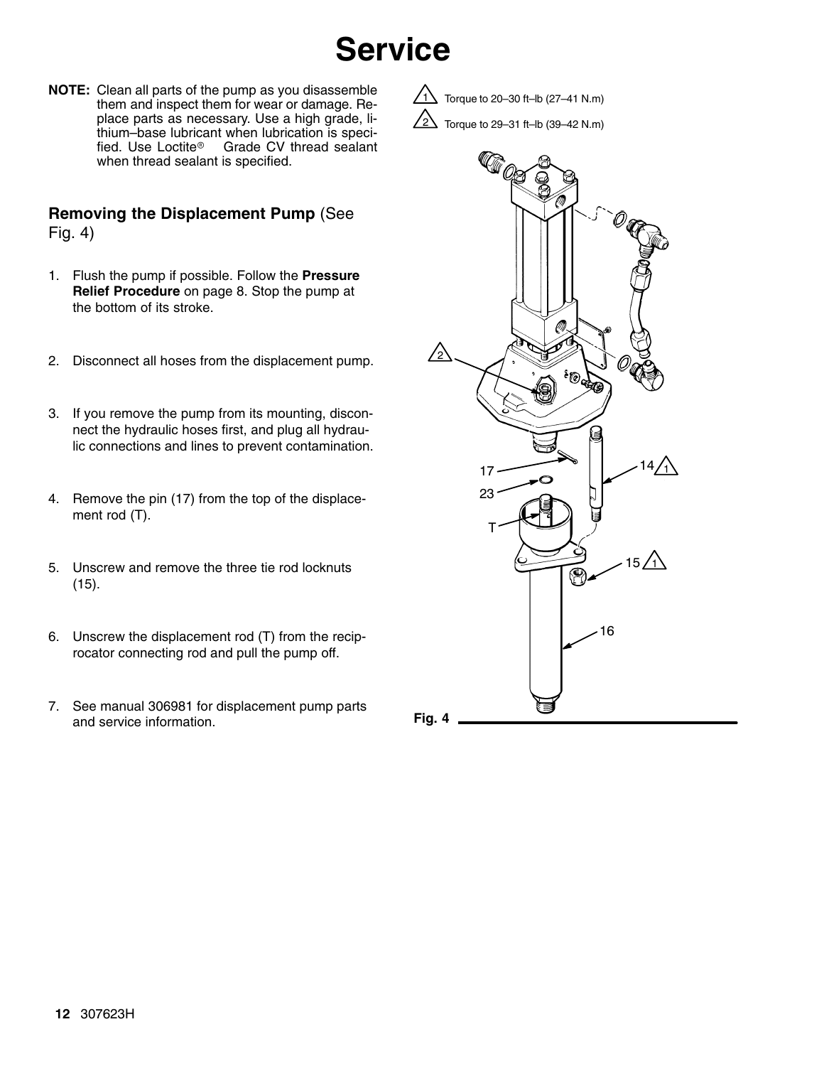# Service

**NOTE:** Clean all parts of the pump as you disassemble them and inspect them for wear or damage. Replace parts as necessary. Use a high grade, lithium–base lubricant when lubrication is specified. Use Loctite® Grade CV thread sealant when thread sealant is specified.

## Removing the Displacement Pump (See Fig. 4)

1. Flush the pump if possible. Follow the **Pressure Relief Procedure** on page 8. Stop the pump at the bottom of its stroke.
2. Disconnect all hoses from the displacement pump.
3. If you remove the pump from its mounting, disconnect the hydraulic hoses first, and plug all hydraulic connections and lines to prevent contamination.
4. Remove the pin (17) from the top of the displacement rod (T).
5. Unscrew and remove the three tie rod locknuts (15).
6. Unscrew the displacement rod (T) from the reciprocator connecting rod and pull the pump off.
7. See manual 306981 for displacement pump parts and service information.

1 Torque to 20–30 ft–lb (27–41 N.m)

2 Torque to 29–31 ft–lb (39–42 N.m)

Fig. 4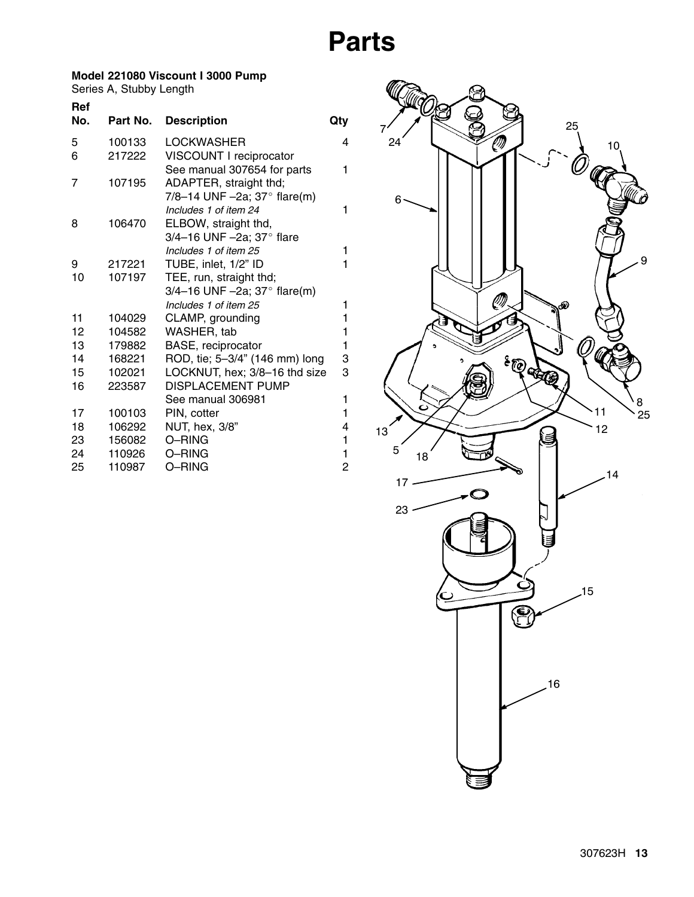# Parts

**Model 221080 Viscount I 3000 Pump**
Series A, Stubby Length

| Ref No. | Part No. | Description | Qty |
|---|---|---|---|
| 5 | 100133 | LOCKWASHER | 4 |
| 6 | 217222 | VISCOUNT I reciprocator<br>See manual 307654 for parts | 1 |
| 7 | 107195 | ADAPTER, straight thd;<br>7/8–14 UNF –2a; 37° flare(m)<br>*Includes 1 of item 24* | 1 |
| 8 | 106470 | ELBOW, straight thd,<br>3/4–16 UNF –2a; 37° flare<br>*Includes 1 of item 25* | 1 |
| 9 | 217221 | TUBE, inlet, 1/2" ID | 1 |
| 10 | 107197 | TEE, run, straight thd;<br>3/4–16 UNF –2a; 37° flare(m)<br>*Includes 1 of item 25* | 1 |
| 11 | 104029 | CLAMP, grounding | 1 |
| 12 | 104582 | WASHER, tab | 1 |
| 13 | 179882 | BASE, reciprocator | 1 |
| 14 | 168221 | ROD, tie; 5–3/4" (146 mm) long | 3 |
| 15 | 102021 | LOCKNUT, hex; 3/8–16 thd size | 3 |
| 16 | 223587 | DISPLACEMENT PUMP<br>See manual 306981 | 1 |
| 17 | 100103 | PIN, cotter | 1 |
| 18 | 106292 | NUT, hex, 3/8" | 4 |
| 23 | 156082 | O–RING | 1 |
| 24 | 110926 | O–RING | 1 |
| 25 | 110987 | O–RING | 2 |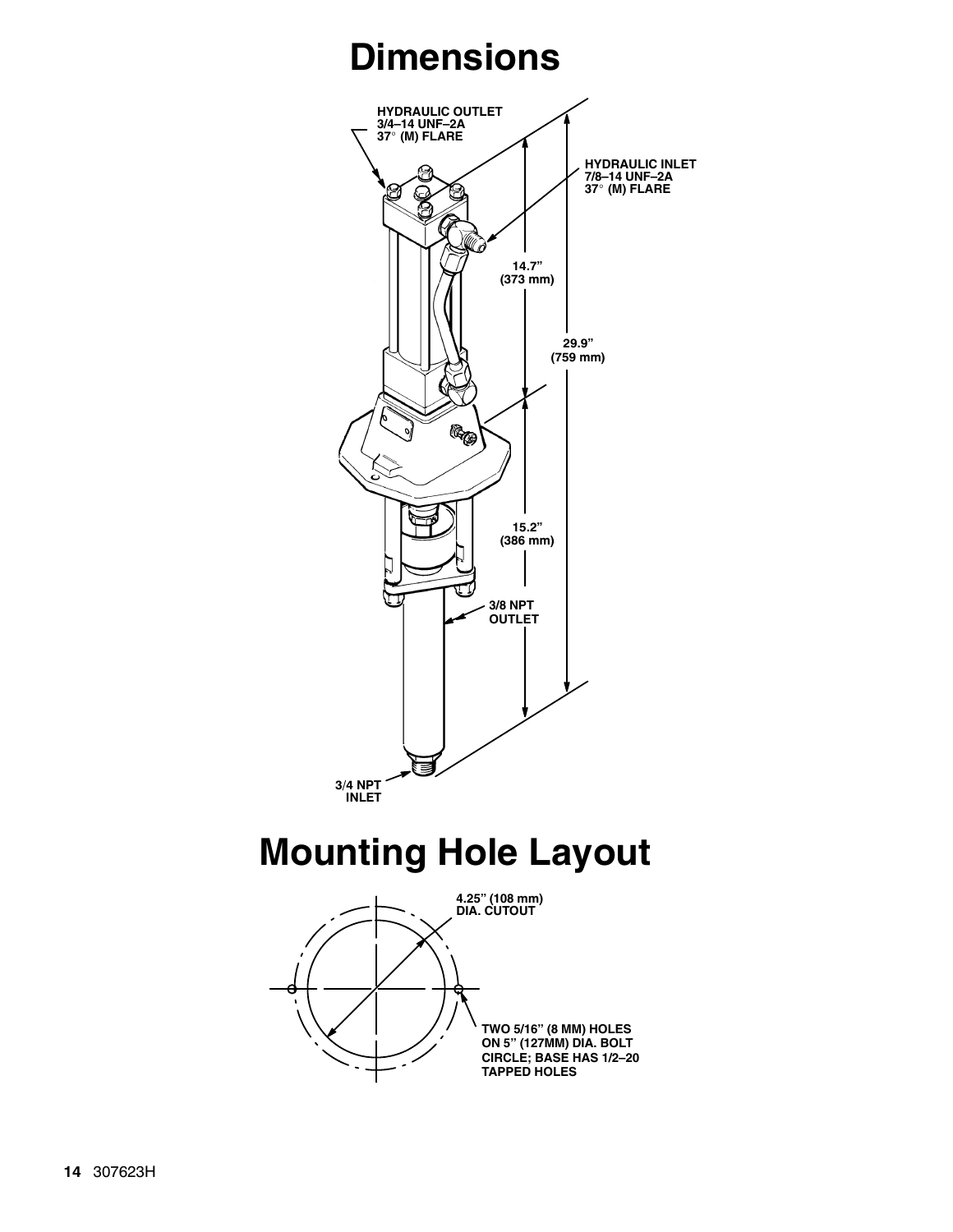# Dimensions

HYDRAULIC OUTLET
3/4–14 UNF–2A
37° (M) FLARE

HYDRAULIC INLET
7/8–14 UNF–2A
37° (M) FLARE

14.7" (373 mm)

29.9" (759 mm)

15.2" (386 mm)

3/8 NPT OUTLET

3/4 NPT INLET

# Mounting Hole Layout

4.25" (108 mm) DIA. CUTOUT

TWO 5/16" (8 MM) HOLES ON 5" (127MM) DIA. BOLT CIRCLE; BASE HAS 1/2–20 TAPPED HOLES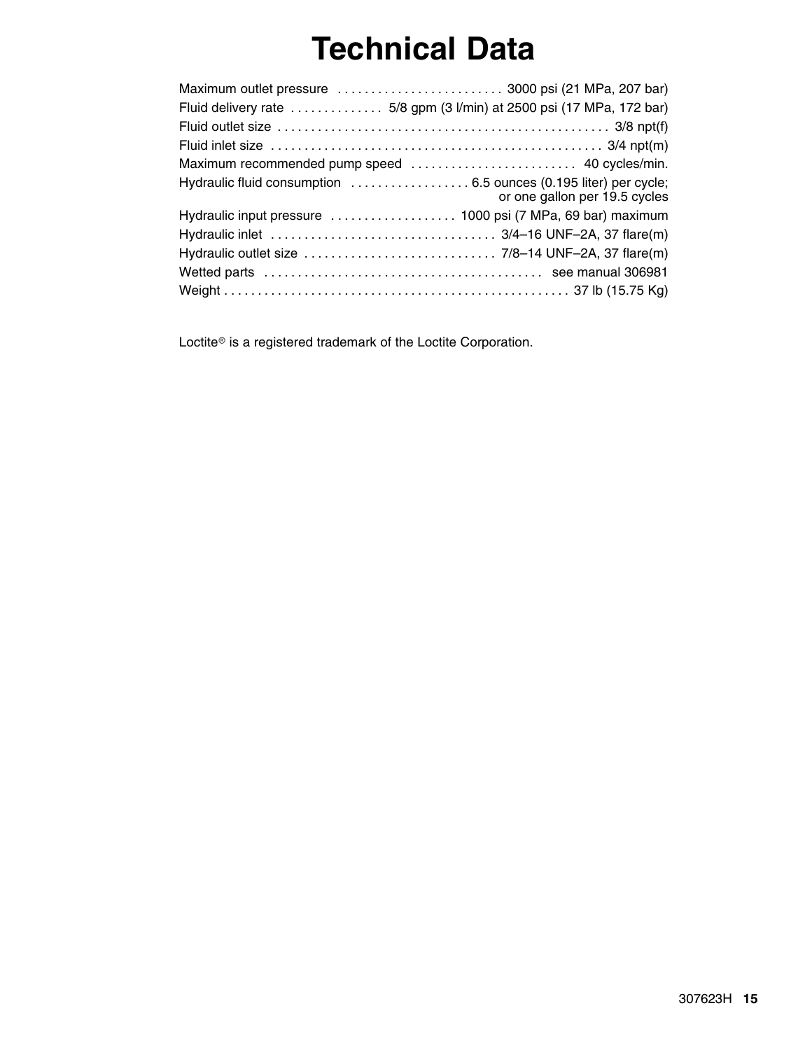# Technical Data

| | |
|---|---|
| Maximum outlet pressure | 3000 psi (21 MPa, 207 bar) |
| Fluid delivery rate | 5/8 gpm (3 l/min) at 2500 psi (17 MPa, 172 bar) |
| Fluid outlet size | 3/8 npt(f) |
| Fluid inlet size | 3/4 npt(m) |
| Maximum recommended pump speed | 40 cycles/min. |
| Hydraulic fluid consumption | 6.5 ounces (0.195 liter) per cycle; or one gallon per 19.5 cycles |
| Hydraulic input pressure | 1000 psi (7 MPa, 69 bar) maximum |
| Hydraulic inlet | 3/4–16 UNF–2A, 37 flare(m) |
| Hydraulic outlet size | 7/8–14 UNF–2A, 37 flare(m) |
| Wetted parts | see manual 306981 |
| Weight | 37 lb (15.75 Kg) |

Loctite® is a registered trademark of the Loctite Corporation.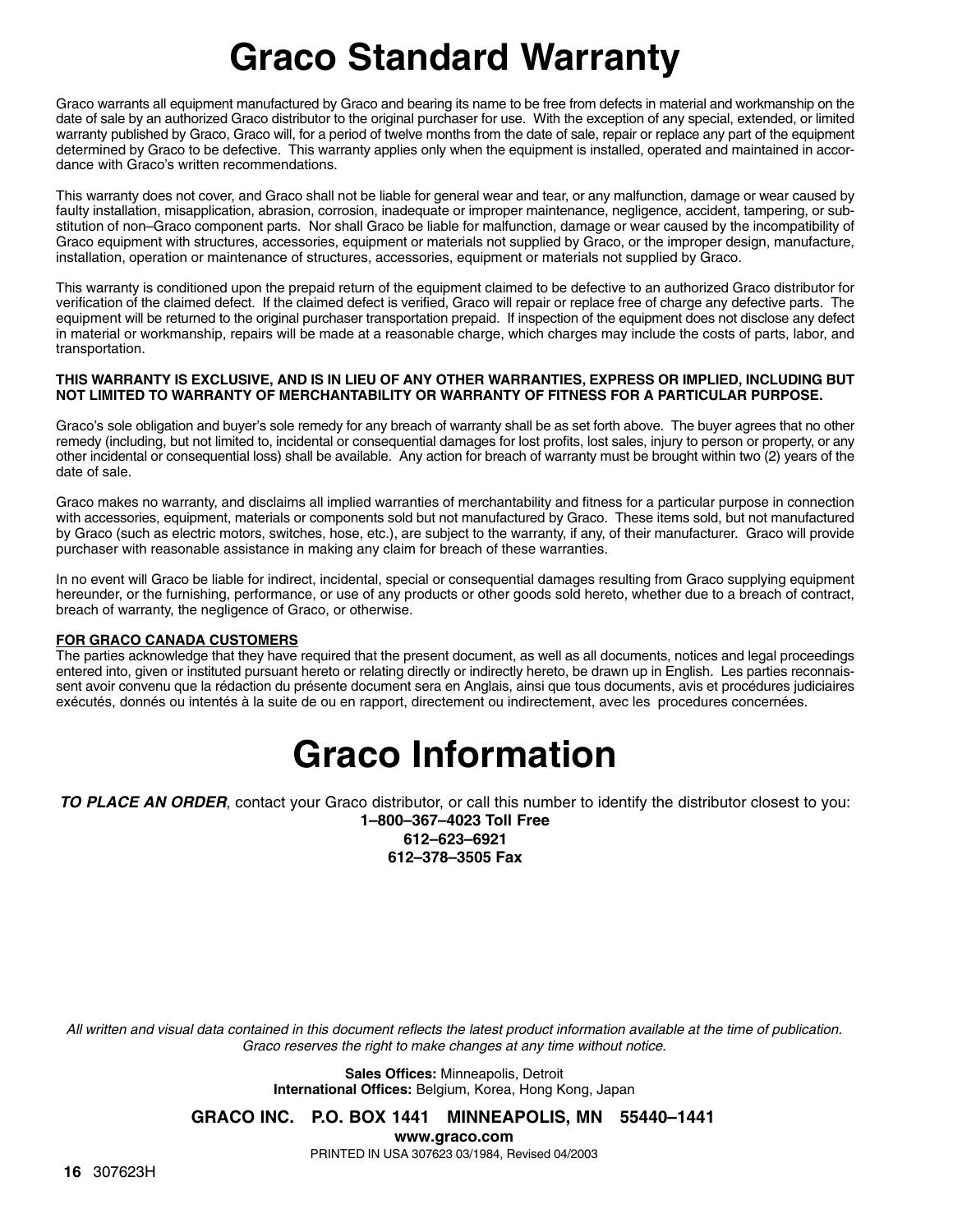# Graco Standard Warranty

Graco warrants all equipment manufactured by Graco and bearing its name to be free from defects in material and workmanship on the date of sale by an authorized Graco distributor to the original purchaser for use. With the exception of any special, extended, or limited warranty published by Graco, Graco will, for a period of twelve months from the date of sale, repair or replace any part of the equipment determined by Graco to be defective. This warranty applies only when the equipment is installed, operated and maintained in accordance with Graco's written recommendations.

This warranty does not cover, and Graco shall not be liable for general wear and tear, or any malfunction, damage or wear caused by faulty installation, misapplication, abrasion, corrosion, inadequate or improper maintenance, negligence, accident, tampering, or substitution of non–Graco component parts. Nor shall Graco be liable for malfunction, damage or wear caused by the incompatibility of Graco equipment with structures, accessories, equipment or materials not supplied by Graco, or the improper design, manufacture, installation, operation or maintenance of structures, accessories, equipment or materials not supplied by Graco.

This warranty is conditioned upon the prepaid return of the equipment claimed to be defective to an authorized Graco distributor for verification of the claimed defect. If the claimed defect is verified, Graco will repair or replace free of charge any defective parts. The equipment will be returned to the original purchaser transportation prepaid. If inspection of the equipment does not disclose any defect in material or workmanship, repairs will be made at a reasonable charge, which charges may include the costs of parts, labor, and transportation.

**THIS WARRANTY IS EXCLUSIVE, AND IS IN LIEU OF ANY OTHER WARRANTIES, EXPRESS OR IMPLIED, INCLUDING BUT NOT LIMITED TO WARRANTY OF MERCHANTABILITY OR WARRANTY OF FITNESS FOR A PARTICULAR PURPOSE.**

Graco's sole obligation and buyer's sole remedy for any breach of warranty shall be as set forth above. The buyer agrees that no other remedy (including, but not limited to, incidental or consequential damages for lost profits, lost sales, injury to person or property, or any other incidental or consequential loss) shall be available. Any action for breach of warranty must be brought within two (2) years of the date of sale.

Graco makes no warranty, and disclaims all implied warranties of merchantability and fitness for a particular purpose in connection with accessories, equipment, materials or components sold but not manufactured by Graco. These items sold, but not manufactured by Graco (such as electric motors, switches, hose, etc.), are subject to the warranty, if any, of their manufacturer. Graco will provide purchaser with reasonable assistance in making any claim for breach of these warranties.

In no event will Graco be liable for indirect, incidental, special or consequential damages resulting from Graco supplying equipment hereunder, or the furnishing, performance, or use of any products or other goods sold hereto, whether due to a breach of contract, breach of warranty, the negligence of Graco, or otherwise.

**FOR GRACO CANADA CUSTOMERS**

The parties acknowledge that they have required that the present document, as well as all documents, notices and legal proceedings entered into, given or instituted pursuant hereto or relating directly or indirectly hereto, be drawn up in English. Les parties reconnaissent avoir convenu que la rédaction du présente document sera en Anglais, ainsi que tous documents, avis et procédures judiciaires exécutés, donnés ou intentés à la suite de ou en rapport, directement ou indirectement, avec les procedures concernées.

# Graco Information

***TO PLACE AN ORDER***, contact your Graco distributor, or call this number to identify the distributor closest to you:

**1–800–367–4023 Toll Free**
**612–623–6921**
**612–378–3505 Fax**

*All written and visual data contained in this document reflects the latest product information available at the time of publication. Graco reserves the right to make changes at any time without notice.*

**Sales Offices:** Minneapolis, Detroit
**International Offices:** Belgium, Korea, Hong Kong, Japan

**GRACO INC. P.O. BOX 1441 MINNEAPOLIS, MN 55440–1441**

**www.graco.com**

PRINTED IN USA 307623 03/1984, Revised 04/2003